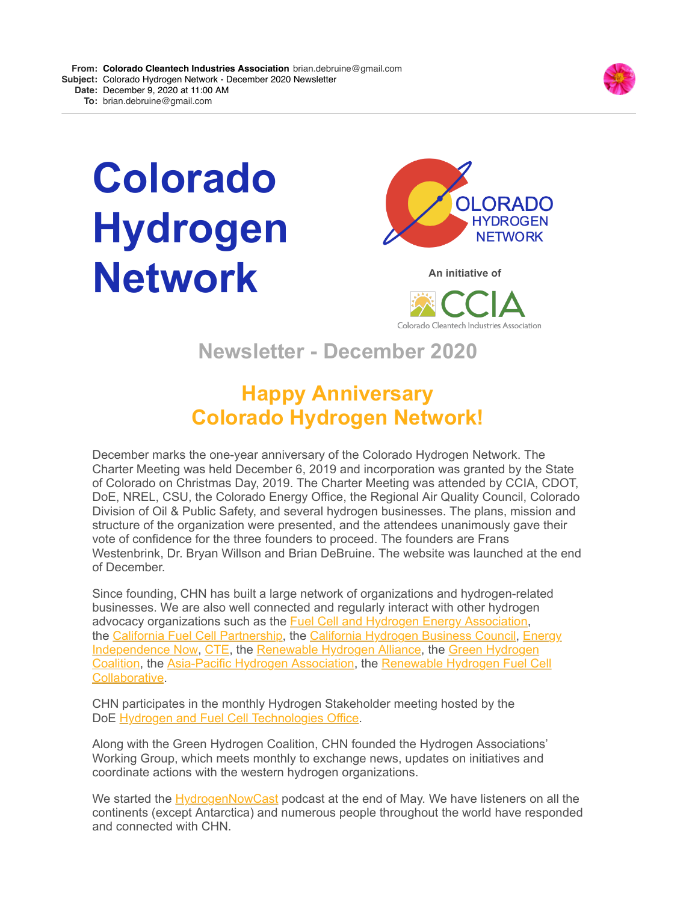**From:** **Colorado Cleantech Industries Association** brian.debruine@gmail.com
**Subject:** Colorado Hydrogen Network - December 2020 Newsletter
**Date:** December 9, 2020 at 11:00 AM
**To:** brian.debruine@gmail.com

# Colorado Hydrogen Network

COLORADO HYDROGEN NETWORK

An initiative of

CCIA
Colorado Cleantech Industries Association

## Newsletter - December 2020

## Happy Anniversary Colorado Hydrogen Network!

December marks the one-year anniversary of the Colorado Hydrogen Network. The Charter Meeting was held December 6, 2019 and incorporation was granted by the State of Colorado on Christmas Day, 2019. The Charter Meeting was attended by CCIA, CDOT, DoE, NREL, CSU, the Colorado Energy Office, the Regional Air Quality Council, Colorado Division of Oil & Public Safety, and several hydrogen businesses. The plans, mission and structure of the organization were presented, and the attendees unanimously gave their vote of confidence for the three founders to proceed. The founders are Frans Westenbrink, Dr. Bryan Willson and Brian DeBruine. The website was launched at the end of December.

Since founding, CHN has built a large network of organizations and hydrogen-related businesses. We are also well connected and regularly interact with other hydrogen advocacy organizations such as the Fuel Cell and Hydrogen Energy Association, the California Fuel Cell Partnership, the California Hydrogen Business Council, Energy Independence Now, CTE, the Renewable Hydrogen Alliance, the Green Hydrogen Coalition, the Asia-Pacific Hydrogen Association, the Renewable Hydrogen Fuel Cell Collaborative.

CHN participates in the monthly Hydrogen Stakeholder meeting hosted by the DoE Hydrogen and Fuel Cell Technologies Office.

Along with the Green Hydrogen Coalition, CHN founded the Hydrogen Associations' Working Group, which meets monthly to exchange news, updates on initiatives and coordinate actions with the western hydrogen organizations.

We started the HydrogenNowCast podcast at the end of May. We have listeners on all the continents (except Antarctica) and numerous people throughout the world have responded and connected with CHN.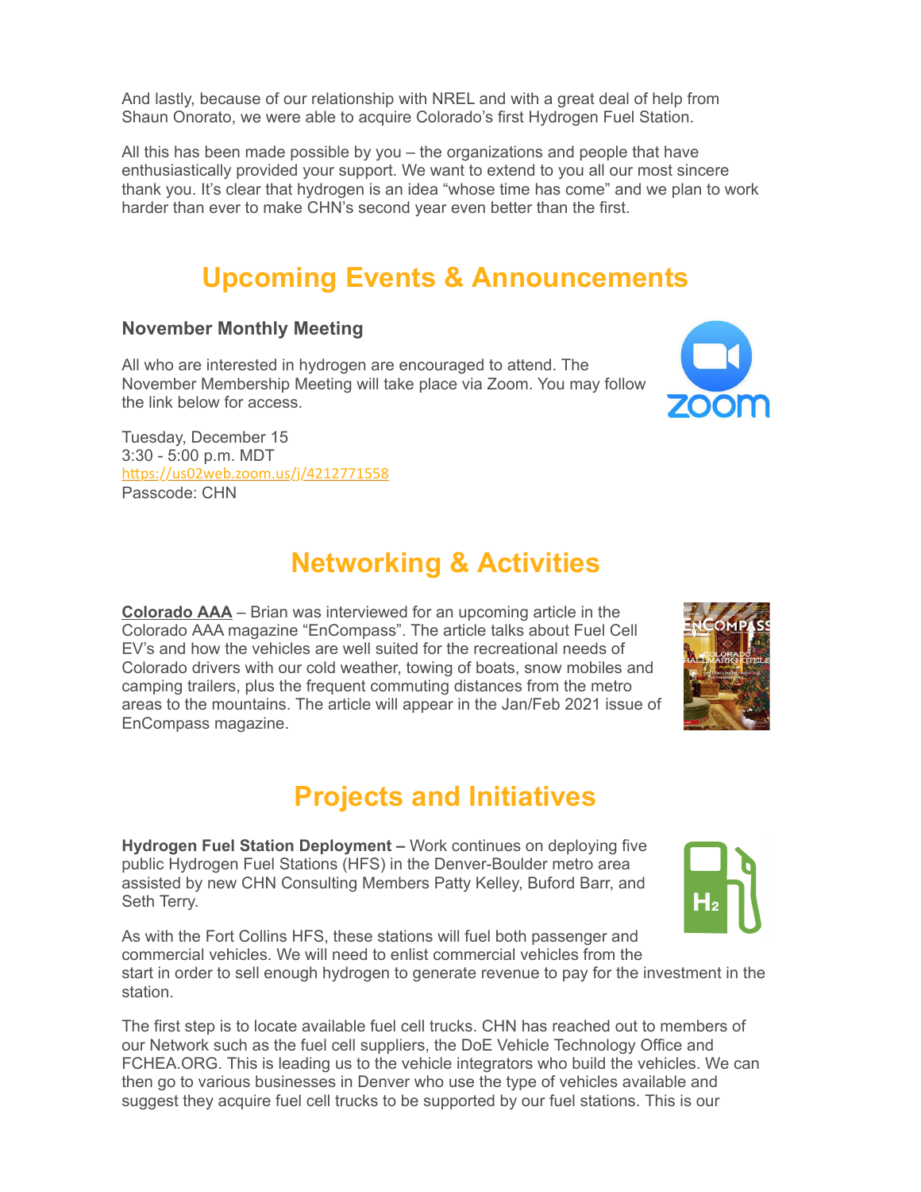And lastly, because of our relationship with NREL and with a great deal of help from Shaun Onorato, we were able to acquire Colorado's first Hydrogen Fuel Station.

All this has been made possible by you – the organizations and people that have enthusiastically provided your support. We want to extend to you all our most sincere thank you. It's clear that hydrogen is an idea "whose time has come" and we plan to work harder than ever to make CHN's second year even better than the first.

## Upcoming Events & Announcements

### November Monthly Meeting

All who are interested in hydrogen are encouraged to attend. The November Membership Meeting will take place via Zoom. You may follow the link below for access.

Tuesday, December 15
3:30 - 5:00 p.m. MDT
https://us02web.zoom.us/j/4212771558
Passcode: CHN

## Networking & Activities

**Colorado AAA** – Brian was interviewed for an upcoming article in the Colorado AAA magazine "EnCompass". The article talks about Fuel Cell EV's and how the vehicles are well suited for the recreational needs of Colorado drivers with our cold weather, towing of boats, snow mobiles and camping trailers, plus the frequent commuting distances from the metro areas to the mountains. The article will appear in the Jan/Feb 2021 issue of EnCompass magazine.

## Projects and Initiatives

**Hydrogen Fuel Station Deployment –** Work continues on deploying five public Hydrogen Fuel Stations (HFS) in the Denver-Boulder metro area assisted by new CHN Consulting Members Patty Kelley, Buford Barr, and Seth Terry.

As with the Fort Collins HFS, these stations will fuel both passenger and commercial vehicles. We will need to enlist commercial vehicles from the start in order to sell enough hydrogen to generate revenue to pay for the investment in the station.

The first step is to locate available fuel cell trucks. CHN has reached out to members of our Network such as the fuel cell suppliers, the DoE Vehicle Technology Office and FCHEA.ORG. This is leading us to the vehicle integrators who build the vehicles. We can then go to various businesses in Denver who use the type of vehicles available and suggest they acquire fuel cell trucks to be supported by our fuel stations. This is our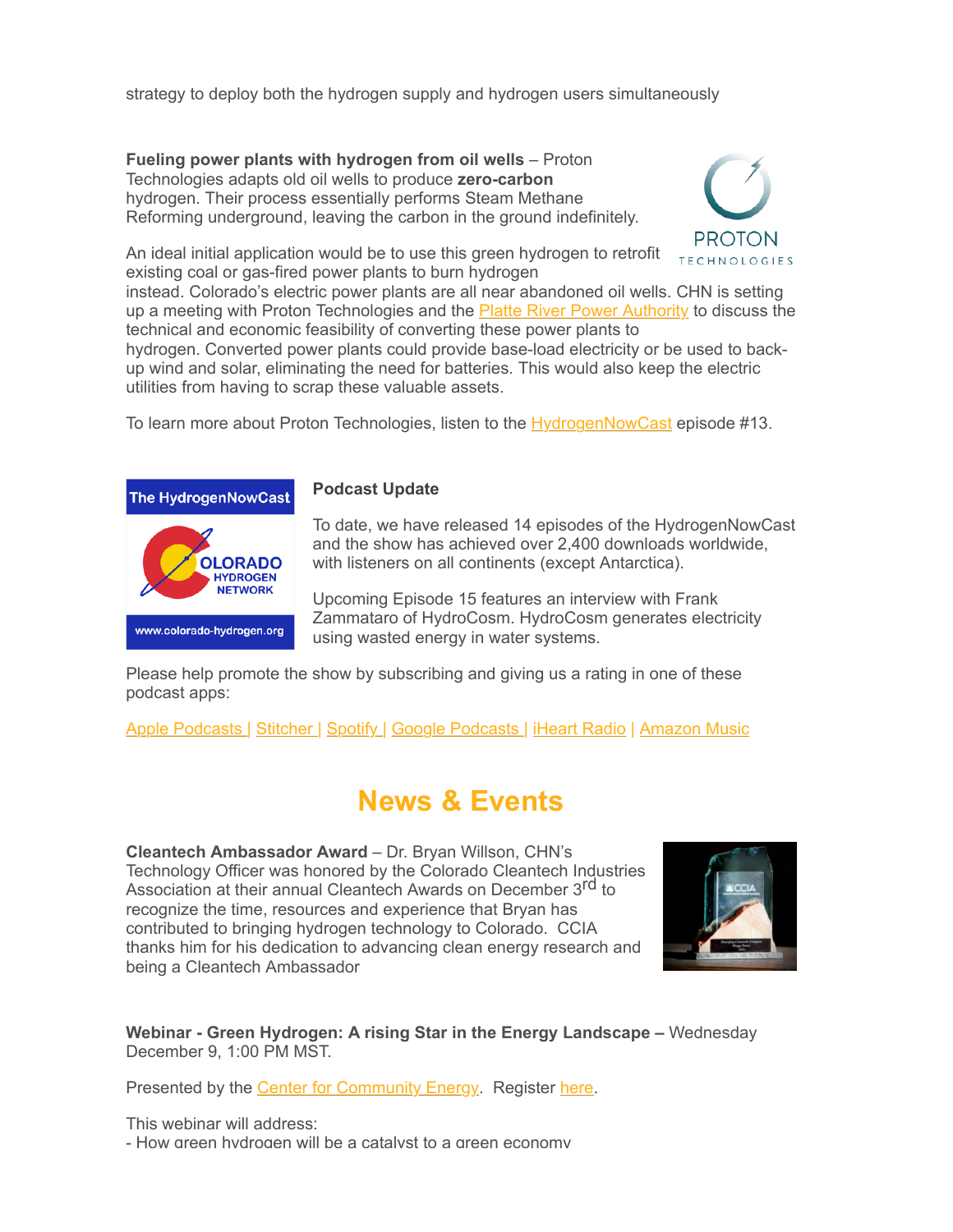strategy to deploy both the hydrogen supply and hydrogen users simultaneously

**Fueling power plants with hydrogen from oil wells** – Proton Technologies adapts old oil wells to produce **zero-carbon** hydrogen. Their process essentially performs Steam Methane Reforming underground, leaving the carbon in the ground indefinitely.

An ideal initial application would be to use this green hydrogen to retrofit existing coal or gas-fired power plants to burn hydrogen instead. Colorado's electric power plants are all near abandoned oil wells. CHN is setting up a meeting with Proton Technologies and the Platte River Power Authority to discuss the technical and economic feasibility of converting these power plants to hydrogen. Converted power plants could provide base-load electricity or be used to back-up wind and solar, eliminating the need for batteries. This would also keep the electric utilities from having to scrap these valuable assets.

To learn more about Proton Technologies, listen to the HydrogenNowCast episode #13.

**Podcast Update**

To date, we have released 14 episodes of the HydrogenNowCast and the show has achieved over 2,400 downloads worldwide, with listeners on all continents (except Antarctica).

Upcoming Episode 15 features an interview with Frank Zammataro of HydroCosm. HydroCosm generates electricity using wasted energy in water systems.

Please help promote the show by subscribing and giving us a rating in one of these podcast apps:

Apple Podcasts | Stitcher | Spotify | Google Podcasts | iHeart Radio | Amazon Music

## News & Events

**Cleantech Ambassador Award** – Dr. Bryan Willson, CHN's Technology Officer was honored by the Colorado Cleantech Industries Association at their annual Cleantech Awards on December 3rd to recognize the time, resources and experience that Bryan has contributed to bringing hydrogen technology to Colorado. CCIA thanks him for his dedication to advancing clean energy research and being a Cleantech Ambassador

**Webinar - Green Hydrogen: A rising Star in the Energy Landscape –** Wednesday December 9, 1:00 PM MST.

Presented by the Center for Community Energy. Register here.

This webinar will address:
- How green hydrogen will be a catalyst to a green economy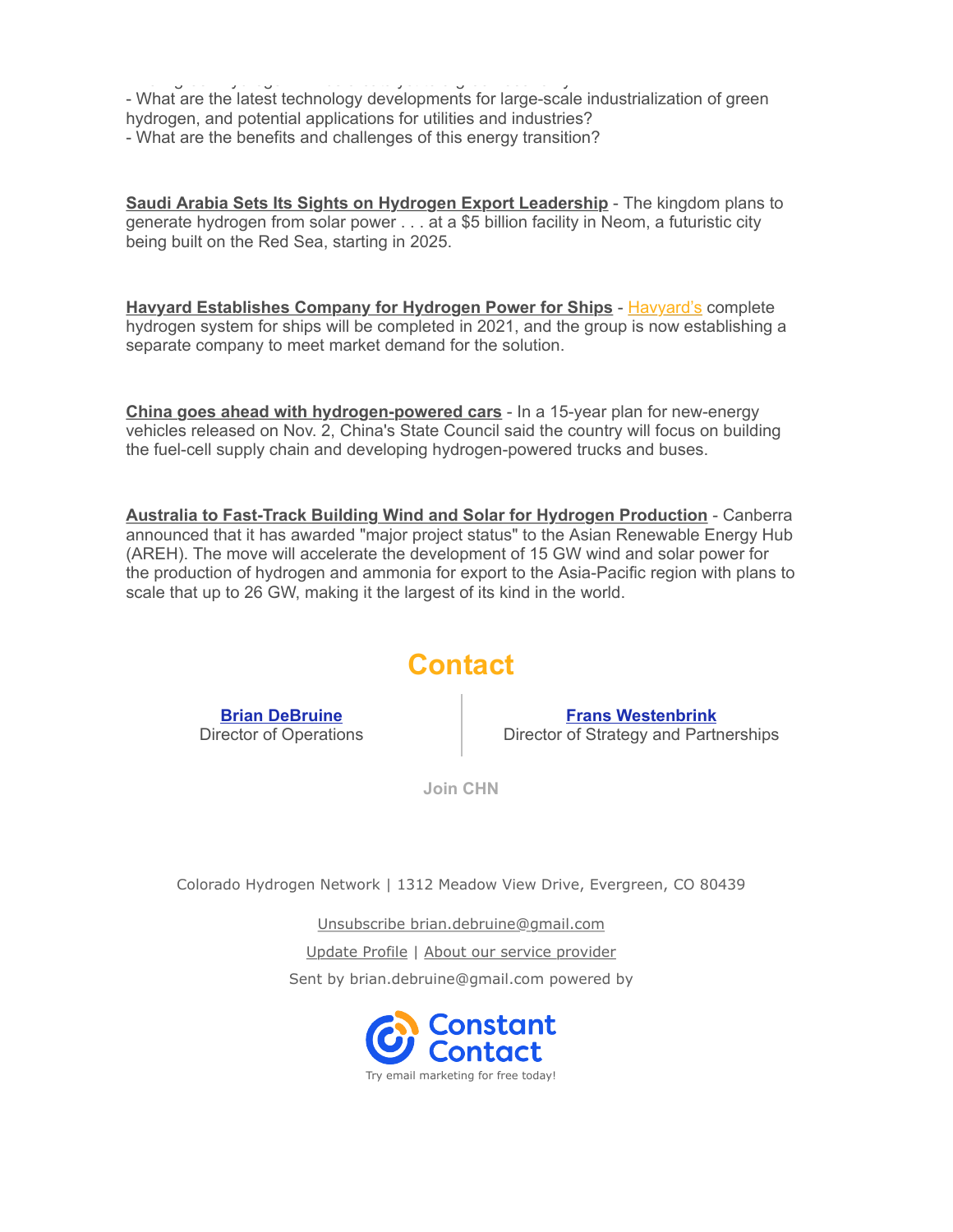- What are the latest technology developments for large-scale industrialization of green hydrogen, and potential applications for utilities and industries?
- What are the benefits and challenges of this energy transition?

**Saudi Arabia Sets Its Sights on Hydrogen Export Leadership** - The kingdom plans to generate hydrogen from solar power . . . at a $5 billion facility in Neom, a futuristic city being built on the Red Sea, starting in 2025.

**Havyard Establishes Company for Hydrogen Power for Ships** - Havyard's complete hydrogen system for ships will be completed in 2021, and the group is now establishing a separate company to meet market demand for the solution.

**China goes ahead with hydrogen-powered cars** - In a 15-year plan for new-energy vehicles released on Nov. 2, China's State Council said the country will focus on building the fuel-cell supply chain and developing hydrogen-powered trucks and buses.

**Australia to Fast-Track Building Wind and Solar for Hydrogen Production** - Canberra announced that it has awarded "major project status" to the Asian Renewable Energy Hub (AREH). The move will accelerate the development of 15 GW wind and solar power for the production of hydrogen and ammonia for export to the Asia-Pacific region with plans to scale that up to 26 GW, making it the largest of its kind in the world.

## Contact

**Brian DeBruine**
Director of Operations

**Frans Westenbrink**
Director of Strategy and Partnerships

Join CHN

Colorado Hydrogen Network | 1312 Meadow View Drive, Evergreen, CO 80439

Unsubscribe brian.debruine@gmail.com

Update Profile | About our service provider

Sent by brian.debruine@gmail.com powered by

Constant Contact

Try email marketing for free today!